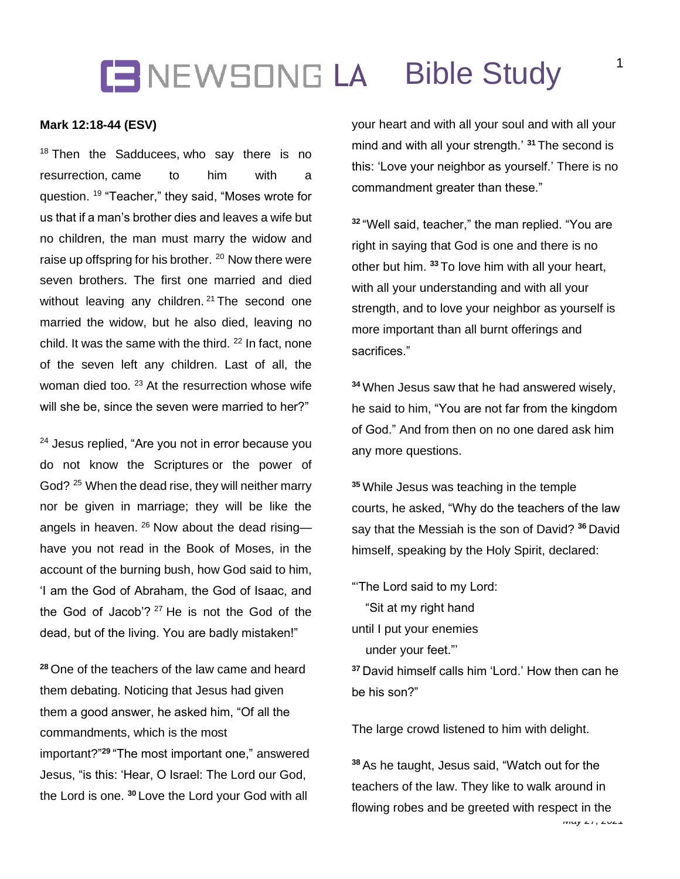**Mark 12:18-44 (ESV)**

[18] Then the Sadducees, who say there is no resurrection, came to him with a question. [19] "Teacher," they said, "Moses wrote for us that if a man's brother dies and leaves a wife but no children, the man must marry the widow and raise up offspring for his brother. [20] Now there were seven brothers. The first one married and died without leaving any children. [21] The second one married the widow, but he also died, leaving no child. It was the same with the third. [22] In fact, none of the seven left any children. Last of all, the woman died too. [23] At the resurrection whose wife will she be, since the seven were married to her?"

[24] Jesus replied, "Are you not in error because you do not know the Scriptures or the power of God? [25] When the dead rise, they will neither marry nor be given in marriage; they will be like the angels in heaven. [26] Now about the dead rising—have you not read in the Book of Moses, in the account of the burning bush, how God said to him, 'I am the God of Abraham, the God of Isaac, and the God of Jacob'? [27] He is not the God of the dead, but of the living. You are badly mistaken!"

**[28]** One of the teachers of the law came and heard them debating. Noticing that Jesus had given them a good answer, he asked him, "Of all the commandments, which is the most important?" **[29]** "The most important one," answered Jesus, "is this: 'Hear, O Israel: The Lord our God, the Lord is one. **[30]** Love the Lord your God with all your heart and with all your soul and with all your mind and with all your strength.' **[31]** The second is this: 'Love your neighbor as yourself.' There is no commandment greater than these."

**[32]** "Well said, teacher," the man replied. "You are right in saying that God is one and there is no other but him. **[33]** To love him with all your heart, with all your understanding and with all your strength, and to love your neighbor as yourself is more important than all burnt offerings and sacrifices."

**[34]** When Jesus saw that he had answered wisely, he said to him, "You are not far from the kingdom of God." And from then on no one dared ask him any more questions.

**[35]** While Jesus was teaching in the temple courts, he asked, "Why do the teachers of the law say that the Messiah is the son of David? **[36]** David himself, speaking by the Holy Spirit, declared:

"'The Lord said to my Lord:
"Sit at my right hand
until I put your enemies
under your feet."'

**[37]** David himself calls him 'Lord.' How then can he be his son?"

The large crowd listened to him with delight.

**[38]** As he taught, Jesus said, "Watch out for the teachers of the law. They like to walk around in flowing robes and be greeted with respect in the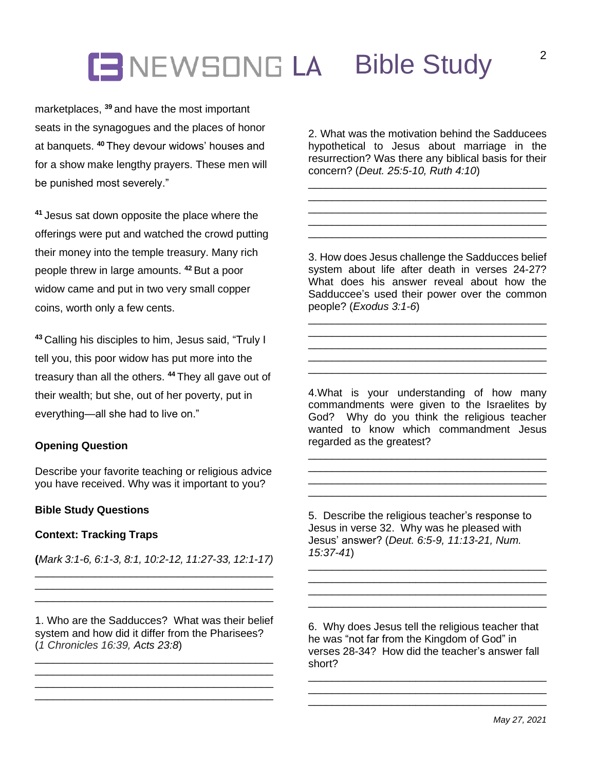marketplaces, [39] and have the most important seats in the synagogues and the places of honor at banquets. [40] They devour widows' houses and for a show make lengthy prayers. These men will be punished most severely."

[41] Jesus sat down opposite the place where the offerings were put and watched the crowd putting their money into the temple treasury. Many rich people threw in large amounts. [42] But a poor widow came and put in two very small copper coins, worth only a few cents.

[43] Calling his disciples to him, Jesus said, "Truly I tell you, this poor widow has put more into the treasury than all the others. [44] They all gave out of their wealth; but she, out of her poverty, put in everything—all she had to live on."

**Opening Question**

Describe your favorite teaching or religious advice you have received. Why was it important to you?

**Bible Study Questions**

**Context: Tracking Traps**

**(***Mark 3:1-6, 6:1-3, 8:1, 10:2-12, 11:27-33, 12:1-17)*

________________________________________
________________________________________
________________________________________

1. Who are the Sadducces? What was their belief system and how did it differ from the Pharisees? (*1 Chronicles 16:39, Acts 23:8*)

________________________________________
________________________________________
________________________________________
________________________________________

2. What was the motivation behind the Sadducees hypothetical to Jesus about marriage in the resurrection? Was there any biblical basis for their concern? (*Deut. 25:5-10, Ruth 4:10*)

________________________________________
________________________________________
________________________________________
________________________________________
________________________________________

3. How does Jesus challenge the Sadducces belief system about life after death in verses 24-27? What does his answer reveal about how the Sadduccee's used their power over the common people? (*Exodus 3:1-6*)

________________________________________
________________________________________
________________________________________
________________________________________
________________________________________

4.What is your understanding of how many commandments were given to the Israelites by God? Why do you think the religious teacher wanted to know which commandment Jesus regarded as the greatest?

________________________________________
________________________________________
________________________________________
________________________________________

5. Describe the religious teacher's response to Jesus in verse 32. Why was he pleased with Jesus' answer? (*Deut. 6:5-9, 11:13-21, Num. 15:37-41*)

________________________________________
________________________________________
________________________________________
________________________________________

6. Why does Jesus tell the religious teacher that he was "not far from the Kingdom of God" in verses 28-34? How did the teacher's answer fall short?

________________________________________
________________________________________
________________________________________

*May 27, 2021*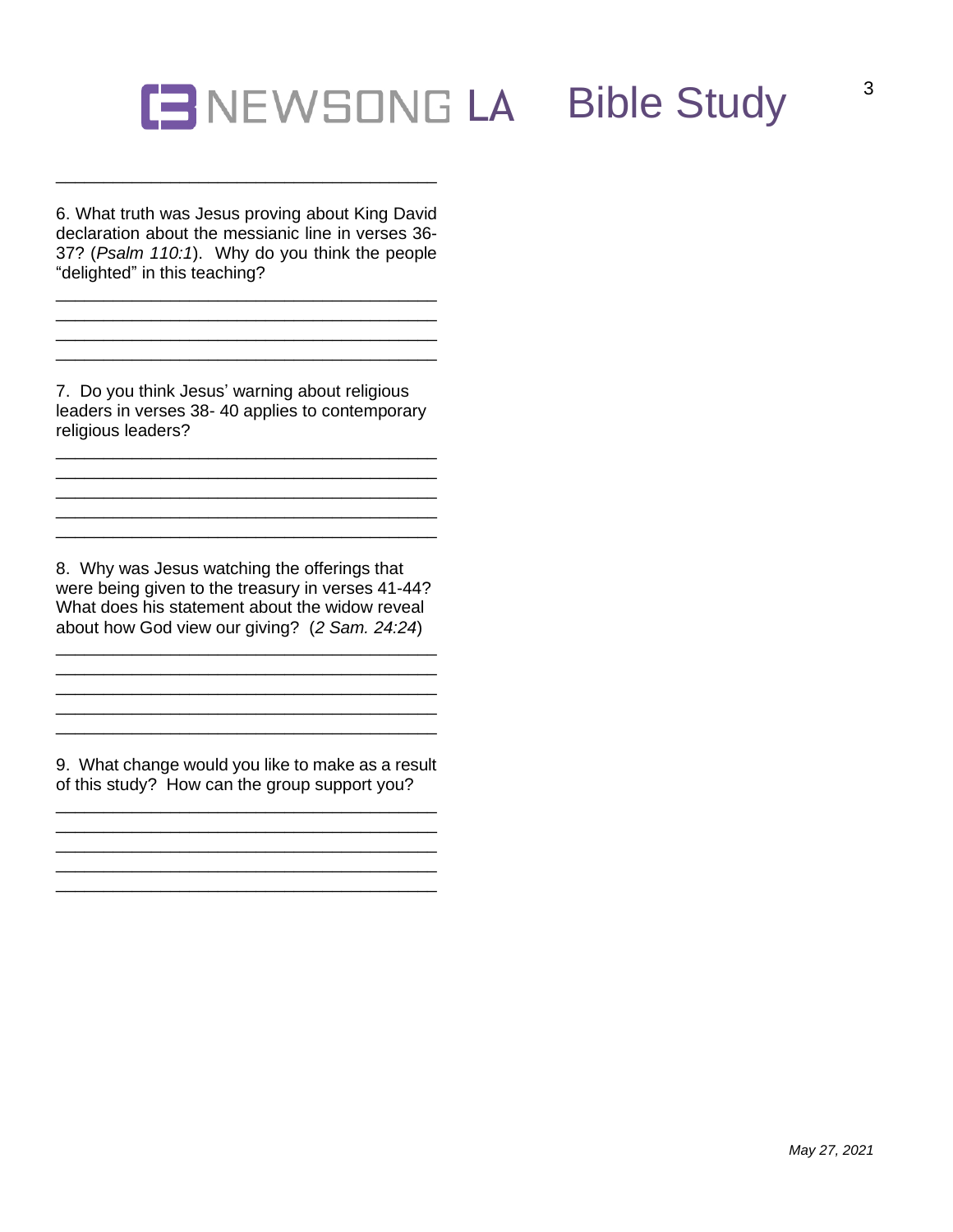6. What truth was Jesus proving about King David declaration about the messianic line in verses 36-37? (*Psalm 110:1*). Why do you think the people "delighted" in this teaching?

7. Do you think Jesus' warning about religious leaders in verses 38- 40 applies to contemporary religious leaders?

8. Why was Jesus watching the offerings that were being given to the treasury in verses 41-44? What does his statement about the widow reveal about how God view our giving? (*2 Sam. 24:24*)

9. What change would you like to make as a result of this study? How can the group support you?